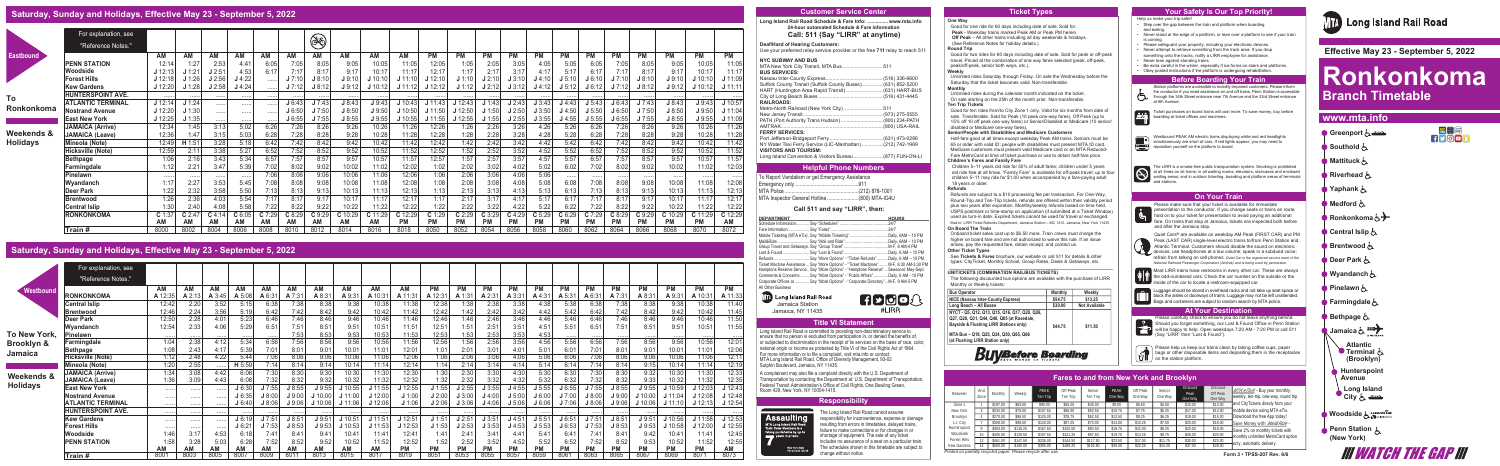# Ronkonkoma Branch Timetable

**Effective May 29 - September 5, 2022**

www.mta.info

## Saturday, Sunday and Holidays, Effective May 29 - September 5, 2022

### Eastbound — To Ronkonkoma (Weekends & Holidays)

For explanation, see "Reference Notes."

| Station | AM | AM | AM | AM | AM | AM | AM | AM | AM | AM | PM | PM | PM | PM | PM | PM | PM | PM | PM | PM | PM | PM |
|---|---|---|---|---|---|---|---|---|---|---|---|---|---|---|---|---|---|---|---|---|---|---|
| PENN STATION | 12:14 | 1:27 | 2:53 | 4:41 | 6:05 | 7:05 | 8:05 | 9:05 | 10:05 | 11:05 | 12:05 | 1:05 | 2:05 | 3:05 | 4:05 | 5:05 | 6:05 | 7:05 | 8:05 | 9:05 | 10:05 | 11:05 |
| Woodside | J12:13 | J1:21 | J2:51 | 4:53 | 6:17 | 7:17 | 8:17 | 9:17 | 10:17 | 11:17 | 12:17 | 1:17 | 2:17 | 3:17 | 4:17 | 5:17 | 6:17 | 7:17 | 8:17 | 9:17 | 10:17 | 11:17 |
| Forest Hills | J12:18 | J1:26 | J2:56 | J4:22 | ..... | J7:10 | J8:10 | J9:10 | J10:10 | J11:10 | J12:10 | J1:10 | J2:10 | J3:10 | J4:10 | J5:10 | J6:10 | J7:10 | J8:10 | J9:10 | J10:10 | J11:10 |
| Kew Gardens | J12:20 | J1:28 | J2:58 | J4:24 | ..... | J7:12 | J8:12 | J9:12 | J10:12 | J11:12 | J12:12 | J1:12 | J2:12 | J3:12 | J4:12 | J5:12 | J6:12 | J7:12 | J8:12 | J9:12 | J10:12 | J11:12 |
| HUNTERSPOINT AVE. | ..... | ..... | ..... | ..... | ..... | ..... | ..... | ..... | ..... | ..... | ..... | ..... | ..... | ..... | ..... | ..... | ..... | ..... | ..... | ..... | ..... | ..... |
| ATLANTIC TERMINAL | J12:14 | J1:24 | ..... | ..... | ..... | J6:43 | J7:43 | J8:43 | J9:43 | J10:43 | J11:43 | J12:43 | J1:43 | J2:43 | J3:43 | J4:43 | J5:43 | J6:43 | J7:43 | J8:43 | J9:43 | J10:57 |
| Nostrand Avenue | J12:20 | J1:30 | ..... | ..... | ..... | J6:50 | J7:50 | J8:50 | J9:50 | J10:50 | J11:50 | J12:50 | J1:50 | J2:50 | J3:50 | J4:50 | J5:50 | J6:50 | J7:50 | J8:50 | J9:50 | J11:04 |
| East New York | J12:25 | J1:35 | ..... | ..... | ..... | J6:55 | J7:55 | J8:55 | J9:55 | J10:55 | J11:55 | J12:55 | J1:55 | J2:55 | J3:55 | J4:55 | J5:55 | J6:55 | J7:55 | J8:55 | J9:55 | J11:09 |
| JAMAICA (Arrive) | 12:34 | 1:45 | 3:13 | 5:02 | 6:26 | 7:26 | 8:26 | 9:26 | 10:26 | 11:26 | 12:26 | 1:26 | 2:26 | 3:26 | 4:26 | 5:26 | 6:26 | 7:26 | 8:26 | 9:26 | 10:26 | 11:26 |
| JAMAICA (Leave) | 12:36 | 1:47 | 3:15 | 5:03 | 6:28 | 7:28 | 8:28 | 9:28 | 10:28 | 11:28 | 12:28 | 1:28 | 2:28 | 3:28 | 4:28 | 5:28 | 6:28 | 7:28 | 8:28 | 9:28 | 10:28 | 11:28 |
| Mineola (Note) | 12:49 | H1:51 | 3:28 | 5:18 | 6:42 | 7:42 | 8:42 | 9:42 | 10:42 | 11:42 | 12:42 | 1:42 | 2:42 | 3:42 | 4:42 | 5:42 | 6:42 | 7:42 | 8:42 | 9:42 | 10:42 | 11:42 |
| Hicksville (Note) | 1:00 | 2:11 | 3:38 | 5:27 | 6:52 | 7:52 | 8:52 | 9:52 | 10:52 | 11:52 | 12:52 | 1:52 | 2:52 | 3:52 | 4:52 | 5:52 | 6:52 | 7:52 | 8:52 | 9:52 | 10:52 | 11:52 |
| Bethpage | 1:06 | 2:16 | 3:43 | 5:34 | 6:57 | 7:57 | 8:57 | 9:57 | 10:57 | 11:57 | 12:57 | 1:57 | 2:57 | 3:57 | 4:57 | 5:57 | 6:57 | 7:57 | 8:57 | 9:57 | 10:57 | 11:57 |
| Farmingdale | 1:12 | 2:21 | 3:47 | 5:39 | 7:02 | 8:02 | 9:02 | 10:02 | 11:02 | 12:02 | 1:02 | 2:02 | 3:02 | 4:02 | 5:02 | 6:02 | 7:02 | 8:02 | 9:02 | 10:02 | 11:02 | 12:03 |
| Pinelawn | ..... | ..... | ..... | ..... | 7:06 | 8:06 | 9:06 | 10:06 | 11:06 | 12:06 | 1:06 | 2:06 | 3:06 | 4:06 | 5:06 | 6:06 | 7:06 | 8:06 | 9:06 | 10:06 | 11:06 | 12:06 |
| Wyandanch | 1:17 | 2:27 | 3:53 | 5:45 | 7:08 | 8:08 | 9:08 | 10:08 | 11:08 | 12:08 | 1:08 | 2:08 | 3:08 | 4:08 | 5:08 | 6:08 | 7:08 | 8:08 | 9:08 | 10:08 | 11:08 | 12:08 |
| Deer Park | 1:22 | 2:32 | 3:58 | 5:50 | 7:13 | 8:13 | 9:13 | 10:13 | 11:13 | 12:13 | 1:13 | 2:13 | 3:13 | 4:13 | 5:13 | 6:13 | 7:13 | 8:13 | 9:13 | 10:13 | 11:13 | 12:13 |
| Brentwood | 1:26 | 2:36 | 4:03 | 5:54 | 7:17 | 8:17 | 9:17 | 10:17 | 11:17 | 12:17 | 1:17 | 2:17 | 3:17 | 4:17 | 5:17 | 6:17 | 7:17 | 8:17 | 9:17 | 10:17 | 11:17 | 12:17 |
| Central Islip | 1:30 | 2:40 | 4:08 | 5:58 | 7:22 | 8:22 | 9:22 | 10:22 | 11:22 | 12:22 | 1:22 | 2:22 | 3:22 | 4:22 | 5:22 | 6:22 | 7:22 | 8:22 | 9:22 | 10:22 | 11:22 | 12:22 |
| RONKONKOMA | C1:37 | C2:47 | C4:14 | C6:05 | C7:29 | C8:29 | C9:29 | C10:29 | C11:29 | C12:29 | C1:29 | C2:29 | C3:29 | C4:29 | C5:29 | C6:29 | C7:29 | C8:29 | C9:29 | C10:29 | C11:29 | C12:29 |
| | AM | AM | AM | AM | AM | AM | AM | AM | AM | PM | PM | PM | PM | PM | PM | PM | PM | PM | PM | PM | PM | AM |
| Train # | 8000 | 8002 | 8004 | 8006 | 8008 | 8010 | 8012 | 8014 | 8016 | 8018 | 8050 | 8052 | 8054 | 8056 | 8058 | 8060 | 8062 | 8064 | 8066 | 8068 | 8070 | 8072 |

### Westbound — To New York, Brooklyn & Jamaica (Weekends & Holidays)

For explanation, see "Reference Notes."

| Station | AM | AM | AM | AM | AM | AM | AM | AM | AM | AM | AM | PM | PM | PM | PM | PM | PM | PM | PM | PM | PM | PM |
|---|---|---|---|---|---|---|---|---|---|---|---|---|---|---|---|---|---|---|---|---|---|---|
| RONKONKOMA | A12:35 | A2:13 | A3:45 | A5:08 | A6:31 | A7:31 | A8:31 | A9:31 | A10:31 | A11:31 | A12:31 | A1:31 | A2:31 | A3:31 | A4:31 | A5:31 | A6:31 | A7:31 | A8:31 | A9:31 | A10:31 | A11:33 |
| Central Islip | 12:42 | 2:20 | 3:52 | 5:15 | 6:38 | 7:38 | 8:38 | 9:38 | 10:38 | 11:38 | 12:38 | 1:38 | 2:38 | 3:38 | 4:38 | 5:38 | 6:38 | 7:38 | 8:38 | 9:38 | 10:38 | 11:40 |
| Brentwood | 12:46 | 2:24 | 3:56 | 5:19 | 6:42 | 7:42 | 8:42 | 9:42 | 10:42 | 11:42 | 12:42 | 1:42 | 2:42 | 3:42 | 4:42 | 5:42 | 6:42 | 7:42 | 8:42 | 9:42 | 10:42 | 11:45 |
| Deer Park | 12:50 | 2:28 | 4:01 | 5:23 | 6:46 | 7:46 | 8:46 | 9:46 | 10:46 | 11:46 | 12:46 | 1:46 | 2:46 | 3:46 | 4:46 | 5:46 | 6:46 | 7:46 | 8:46 | 9:46 | 10:46 | 11:50 |
| Wyandanch | 12:54 | 2:33 | 4:06 | 5:29 | 6:51 | 7:51 | 8:51 | 9:51 | 10:51 | 11:51 | 12:51 | 1:51 | 2:51 | 3:51 | 4:51 | 5:51 | 6:51 | 7:51 | 8:51 | 9:51 | 10:51 | 11:55 |
| Pinelawn | ..... | ..... | ..... | ..... | 6:53 | 7:53 | 8:53 | 9:53 | 10:53 | 11:53 | 12:53 | 1:53 | 2:53 | 3:53 | 4:53 | 5:53 | 6:53 | 7:53 | 8:53 | 9:53 | 10:53 | ..... |
| Farmingdale | 1:04 | 2:38 | 4:12 | 5:34 | 6:56 | 7:56 | 8:56 | 9:56 | 10:56 | 11:56 | 12:56 | 1:56 | 2:56 | 3:56 | 4:56 | 5:56 | 6:56 | 7:56 | 8:56 | 9:56 | 10:56 | 12:01 |
| Bethpage | 1:08 | 2:43 | 4:17 | 5:39 | 7:01 | 8:01 | 9:01 | 10:01 | 11:01 | 12:01 | 1:01 | 2:01 | 3:01 | 4:01 | 5:01 | 6:01 | 7:01 | 8:01 | 9:01 | 10:01 | 11:01 | 12:05 |
| Hicksville (Note) | 1:12 | 2:48 | 4:22 | 5:44 | 7:06 | 8:06 | 9:06 | 10:06 | 11:06 | 12:06 | 1:06 | 2:06 | 3:06 | 4:06 | 5:06 | 6:06 | 7:06 | 8:06 | 9:06 | 10:06 | 11:06 | 12:11 |
| Mineola (Note) | 1:20 | 2:59 | ..... | H5:59 | 7:14 | 8:14 | 9:14 | 10:14 | 11:14 | 12:14 | 1:14 | 2:14 | 3:14 | 4:14 | 5:14 | 6:14 | 7:14 | 8:14 | 9:15 | 10:14 | 11:14 | 12:19 |
| JAMAICA (Arrive) | 1:34 | 3:08 | 4:42 | 6:06 | 7:28 | 8:28 | 9:28 | 10:28 | 11:28 | 12:28 | 1:28 | 2:28 | 3:28 | 4:28 | 5:28 | 6:28 | 7:28 | 8:28 | 9:30 | 10:28 | 11:28 | 12:33 |
| JAMAICA (Leave) | 1:36 | 3:09 | 4:43 | 6:08 | 7:32 | 8:30 | 9:30 | 10:30 | 11:32 | 12:32 | 1:32 | 2:30 | 3:32 | 4:32 | 5:32 | 6:32 | 7:32 | 8:30 | 9:32 | 10:32 | 11:32 | 12:35 |
| East New York | ..... | ..... | ..... | J6:32 | J7:55 | J8:55 | J9:53 | J10:53 | J11:55 | J12:53 | J1:55 | J2:55 | J3:55 | J4:55 | J5:55 | J6:55 | J7:55 | J8:55 | J9:55 | J10:59 | J11:52 | J12:53 |
| Nostrand Avenue | ..... | ..... | ..... | J6:35 | J8:00 | J9:00 | J10:00 | J11:00 | J12:00 | J1:00 | J2:00 | J3:00 | J4:00 | J5:00 | J6:00 | J7:00 | J8:00 | J9:00 | J10:00 | J11:04 | J12:00 | J12:59 |
| ATLANTIC TERMINAL | ..... | ..... | ..... | J6:40 | J8:05 | J9:05 | J10:05 | J11:05 | J12:05 | J1:05 | J2:05 | J3:05 | J4:05 | J5:05 | J6:05 | J7:05 | J8:05 | J9:05 | J10:05 | J11:10 | J12:05 | J1:04 |
| HUNTERSPOINT AVE. | ..... | ..... | ..... | ..... | ..... | ..... | ..... | ..... | ..... | ..... | ..... | ..... | ..... | ..... | ..... | ..... | ..... | ..... | ..... | ..... | ..... | ..... |
| Kew Gardens | ..... | ..... | ..... | J6:14 | J7:51 | J8:51 | J9:51 | J10:51 | J11:51 | J12:51 | J1:51 | J2:51 | J3:51 | J4:51 | J5:51 | J6:51 | J7:51 | J8:51 | J9:51 | J10:51 | J11:56 | J12:56 |
| Forest Hills | ..... | ..... | ..... | J6:21 | J7:53 | J8:53 | J9:53 | J10:53 | J11:53 | J12:53 | J1:53 | J2:53 | J3:53 | J4:53 | J5:53 | J6:53 | J7:53 | J8:53 | J9:53 | J10:53 | J11:58 | J12:58 |
| Woodside | 1:46 | 3:17 | 4:53 | 6:18 | 7:41 | 8:41 | 9:41 | 10:41 | 11:41 | 12:41 | 1:41 | 2:41 | 3:41 | 4:41 | 5:41 | 6:41 | 7:41 | 8:41 | 9:42 | 10:41 | 11:41 | 12:46 |
| PENN STATION | 1:58 | 3:28 | 5:03 | 6:28 | 7:52 | 8:52 | 9:52 | 10:52 | 11:52 | 12:52 | 1:52 | 2:52 | 3:52 | 4:52 | 5:52 | 6:52 | 7:52 | 8:52 | 9:53 | 10:52 | 11:52 | 12:55 |
| | AM | AM | AM | AM | AM | AM | AM | AM | AM | PM | PM | PM | PM | PM | PM | PM | PM | PM | PM | PM | AM | AM |
| Train # | 8001 | 8003 | 8005 | 8007 | 8009 | 8011 | 8013 | 8015 | 8017 | 8019 | 8051 | 8053 | 8055 | 8057 | 8059 | 8061 | 8063 | 8065 | 8067 | 8069 | 8071 | 8073 |

## Customer Service Center

**Long Island Rail Road Schedule & Fare Info:** www.mta.info
24-hour automated Schedule & Fare information
**Call: 511 (Say "LIRR" at anytime)**

**Deaf/Hard of Hearing Customers:**
Use your preferred relay service provider or the free 711 relay to reach 511

**NYC SUBWAY AND BUS**
MTA New York City Transit, MTA Bus ............ 511

**BUS SERVICES:**
Nassau Inter-County Express ............ (516) 336-6600
Suffolk County Transit (Suffolk County Buses) ............ (631) 852-5200
HART (Huntington Area Rapid Transit) ............ (631) HART-BUS
City of Long Beach Buses ............ (516) 431-4445

**RAILROADS:**
Metro-North Railroad (New York City) ............ 511
New Jersey Transit ............ (973) 275-5555
PATH (Port Authority Trans Hudson) ............ (800) 234-PATH
AMTRAK ............ (800) USA-RAIL

**FERRY SERVICES:**
Port Jefferson Bridgeport Ferry ............ (631) 473-0286
NY Water Taxi Ferry Service (LIC-Manhattan) ............ (212) 742-1969

**VISITORS AND TOURISM:**
Long Island Convention & Visitors Bureau ............ (877) FUN-ON-LI

## Helpful Phone Numbers

**To Report Vandalism or get Emergency Assistance**
Emergency only ............ 911
MTA Police ............ (718) 878-1001
MTA Inspector General Hotline ............ (800) MTA-IG4U

**Call 511 and say "LIRR", then:**

| DEPARTMENT | | HOURS |
|---|---|---|
| Schedule Information | Say "Schedules" | 24/7 |
| Fare Information | Say "Fares" | 24/7 |
| Mail&Ride (Ticket by Mail) | Say "Mail&Ride" | Daily, 6AM – 10 PM |
| MailandRide | Say "Mail and Ride" | Daily, 6AM – 10 PM |
| Group Travel and Getaways | Say "Group Travel" | M-F, 8AM – 4 PM |
| Lost & Found | Say "Lost & Found" | Daily, 6 AM – 10 PM |
| Ticket Refunds | Say "Tickets" – "Ticket Refunds" | Daily, 6 AM – 10 PM |
| Ticket Machine Assistance | Say "Tickets" – "Ticket Machines" | M-F, 6:30 AM–6:30 PM |
| Hamptons Reserve Service | Say "Hamptons Reserve" | Seasonal May–Sept. |
| Comments & Concerns | Say "More Options" – "Public Affairs" | Daily, 6 AM – 10 PM |
| Corporate Offices | Say "More Options" – "Corporate Directory" | M-F, 9 AM–5 PM |

All Other Business

**MTA Long Island Rail Road**
Jamaica Station
Jamaica, NY 11435

#LIRR

## Title VI Statement

Long Island Rail Road is committed to operating a non-discriminatory service to ensure that no person is excluded from participation in, or denied the benefits of, or subjected to discrimination in the receipt of its services on the basis of race, color, national origin or income as protected by Title VI of the Civil Rights Act of 1964. For more information or to file a complaint, visit mta.info or contact: MTA Long Island Rail Road, Office of Diversity Management, 93-02 Sutphin Boulevard, Jamaica, NY 11435.

A complainant may also file a complaint directly with the U.S. Department of Transportation by contacting the Department at: U.S. Department of Transportation, Federal Transit Administration's Office of Civil Rights, One Bowling Green, Room 429, New York, NY 10004-1415.

## Responsibility

The Long Island Rail Road cannot ensure responsibility for inconvenience, expense or damage resulting from errors in timetables, delayed trains, failure to make connections or for changes in or shortage of equipment. The issue of any timetable is not an assurance of a reservation for service. Schedules shown in this timetable are subject to change without notice.

Assaulting an MTA employee is a felony.

## Ticket Types

**One Way**
Good for one ride for 60 days including date of sale. Sold for:
**Peak** - Weekday trains marked Peak AM or Peak PM herein.
**Off Peak** - All other trains including all day weekends & holidays. (See Reference Notes for holiday details.)

**Round Trip**
Good for two rides for 60 days including date of sale. Sold for peak or off-peak travel. Priced at the combination of one-way fares selected (peak, off-peak, peak/off-peak, senior both ways, etc.).

**Weekly**
Unlimited rides Saturday through Friday. On sale the Wednesday before the Saturday that the ticket becomes valid. Non-transferable.

**Monthly**
Unlimited rides during the calendar month indicated on the ticket. On sale starting on the 25th of the month prior. Non-transferable.

**Ten Trip Tickets**
Good for ten rides from date of sale. Tickets are valid for six months from date of sale. Transferable. Sold for Peak (10 peak one-way fares), Off-Peak (up to 10% off of 10 off-peak one-way fares) or Senior/Disabled or Medicare (10 senior/disabled or Medicare one-way fares).

**Senior/People with Disabilities and Medicare Customers**
Half-fare one-way tickets except weekday Peak AM trains. Seniors must be 65 or older with valid ID; people with disabilities must present MTA ID card. Medicare customers must present valid Medicare card or an MTA Reduced-Fare MetroCard at time of ticket purchase or use to obtain half-fare price.

**Children's Fares and Family Fare**
Children 5 – 11 years of age ride for 50% of adult fares; children under 5 years ride free at all times. "Family Fare" is available for off-peak travel: up to four children 5 – 11 may ride for $1.00 when accompanied by a fare-paying adult 18 years or older.

**Refunds**
Refunds are subject to a $10 processing fee per transaction. For One-Way, Round-Trip and Ten-Trip tickets, refunds are offered within their validity period plus two years after expiration. Monthly/weekly refunds based on time frame. USPS postmark or time-stamp on application (if submitted at a Ticket Window) used as turn-in date. Expired tickets cannot be used for travel or exchanged.

Mail to: LIRR Ticket Refund Department, Jamaica Station – MC 1410, Jamaica, New York 11435

**On Board the Train**
Onboard ticket sales cost up to $6.50 more. Train crews must collect the higher on board fare and are not authorized to waive this rule. If an issue arises, pay the requested fare, obtain receipt, and contact us.

**Other Ticket Types** are available; see ticket brochure.

**For Tickets & Fares** brochure, our website or call 511 for details & other types: CityTicket, Monthly School, Group Rates, Deals & Getaways, etc.

**UNITICKETS (COMBINATION RAIL/BUS TICKETS)**
The following discounted bus options are available with the purchase of LIRR Monthly or Weekly tickets:

| Bus Operator | Monthly | Weekly |
|---|---|---|
| NICE (Nassau Inter-County Express) | $64.75 | $13.25 |
| Long Beach – All Buses | $30.00 | Not Available |
| NYCT - Q2, Q1, Q3, Q15, Q16, Q17, Q20, Q25, Q27, Q28, Q31, Q44, Q46, Q85 in Flushing, Bayside & Flushing LIRR Stations only | $44.75 | $11.50 |
| MTA Bus - Q19, Q25, Q34, Q50, Q65, Q66 (at Flushing LIRR Station only) | | |

**Buy Before Boarding**

## Your Safety Is Our Top Priority!

Help us make your trip safe!
- Step over the gap between the train and platform when boarding and exiting.
- Never stand at the edge of a platform, or lean over a platform to see if your train is coming.
- Please safeguard your property, including your electronic devices.
- Never attempt to retrieve something from the track area. If you drop something onto the tracks, notify an LIRR employee for assistance.
- Never lean against standing trains.
- Be careful while the train is moving and walking between cars.
- Obey posted instructions if the platform is undergoing rehabilitation.

## Before Boarding Your Train

Station platforms are accessible to mobility-impaired customers. Please inform the conductor if you need assistance on and off trains. Penn Station is accessible from the 7th Avenue side of the station and the 33rd Street entrance at 8th Avenue.

Ticket purchases on board trains will cost more. To save money, buy before boarding at ticket offices and machines.

Westbound PENN: All Penn electric trains operating westbound are accessible to customers with disabilities. Please note: if mid-lights are available, please ask a crew member to request assistance.

The LIRR is a smoke-free public transportation system. Smoking is prohibited at all times on all trains, in all waiting rooms, elevators, staircases and enclosed waiting areas, and in outdoor ticketing, boarding and platform areas of terminals and stations.

## On Your Train

Please make sure that your ticket is available for immediate presentation to the conductor. If you change seats or leave one train, hold on to your ticket for presentation to avoid paying an additional fare. On trains that stop at Jamaica, tickets are inspected both before and after the Jamaica stop.

Quiet Cars are available on weekday AM Peak (FIRST CAR) and PM Peak (LAST CAR) single-level electric trains to/from Penn Station and Atlantic Terminal. Customers should disable the sound on electronic devices, use headphones at a low volume, speak in a subdued voice, refrain from talking on cell phones.

Most LIRR trains have restrooms in every other car. These are always the odd-numbered cars. Check the car number on the inside or outside of the car to locate a restroom-equipped car.

Luggage should be stored in overhead racks and not take up seat space or block the aisles or doorways of trains. Luggage may not be left unattended. Bags and containers are subject to random search by MTA police.

## At Your Destination

Please carefully check to ensure you do not leave anything behind. Should you forget something, our Lost & Found Office in Penn Station will be happy to help. Open weekdays 7:20 AM – 7:20 PM or call 511 (Say "LIRR" then "Lost & Found").

Please help us keep our trains clean by taking coffee cups, paper bags or other disposable items and depositing them in the receptacles on the station platform.

## Fares to and from New York and Brooklyn

| Between | And Zone | Monthly | Weekly | Peak Ten Trip | Off Peak Ten Trip | Peak One Way | Off Peak One Way | Senior One Way | CityTicket Off Peak One Way | Discounted Off Peak Ten Trip |
|---|---|---|---|---|---|---|---|---|---|---|
| Zone 1 New York, Brooklyn, L.I. City, Hunterspoint Ave., Woodside, Forest Hills, Kew Gardens | 3 | $197.00 | $63.00 | $80.00 | $63.75 | $8.00 | $6.00 | $4.00 | $5.00 | ... |
| | 4 | $234.00 | $75.00 | $107.50 | $86.00 | $10.75 | $7.75 | $5.25 | $7.00 | ... |
| | 7 | $268.00 | $87.00 | $125.00 | $98.00 | $12.50 | $9.25 | $6.25 | $8.00 | ... |
| | 9 | $305.00 | $99.00 | $142.50 | $110.75 | $14.25 | $10.25 | $7.00 | $9.00 | ... |
| | 10 | $345.00 | $110.00 | $160.00 | $121.75 | $16.00 | $11.25 | $8.00 | $10.00 | ... |
| | 12 | $415.00 | $129.50 | $192.50 | $135.75 | $19.25 | $13.75 | $9.50 | $12.00 | ... |
| | 14 | $475.00 | $153.00 | $225.00 | $155.75 | $22.50 | $16.75 | $11.25 | $14.00 | ... |

Printed on partially recycled paper. Please recycle after use.

Form 3 • TPSS-207 Rev. 6/4

**TrainTime** — Buy your monthly, weekly, ten-trip, one-way, round trip and CityTickets directly from your mobile device using MTA eTix. Download the free app today! Save Money with JamaicaPass — Save 2% on monthly tickets with monthly unlimited MetroCard option; enjoy automatic delivery.

## Ronkonkoma Branch

Greenport • Southold • Mattituck • Riverhead • Yaphank • Medford • Ronkonkoma • Central Islip • Brentwood • Deer Park • Wyandanch • Pinelawn • Farmingdale • Bethpage • Jamaica • Atlantic Terminal (Brooklyn) • Hunterspoint Avenue • Long Island City • Woodside • Penn Station (New York)

**/// WATCH THE GAP ///**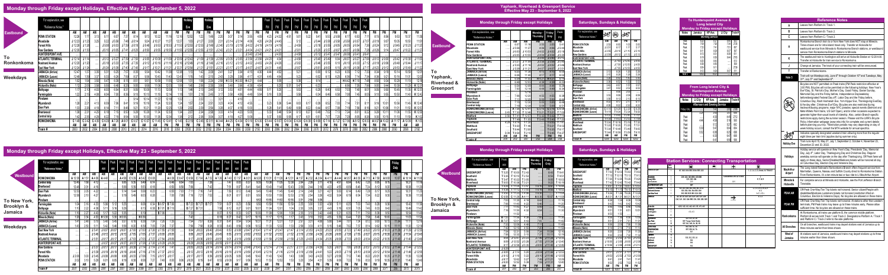# Monday through Friday except Holidays, Effective May 23 - September 5, 2022

## Eastbound — To Ronkonkoma — Weekdays

For explanation, see "Reference Notes."

| Stations |
|---|
| PENN STATION |
| Woodside |
| Forest Hills |
| Kew Gardens |
| HUNTERSPOINT AVE. |
| ATLANTIC TERMINAL |
| Nostrand Avenue |
| East New York |
| JAMAICA (Arrive) |
| JAMAICA (Leave) |
| Mineola (Note) |
| Hicksville (Note) |
| Bethpage |
| Farmingdale |
| Pinelawn |
| Wyandanch |
| Deer Park |
| Brentwood |
| Central Islip |
| RONKONKOMA |
| Train # |

## Westbound — To New York, Brooklyn & Jamaica

For explanation, see "Reference Notes."

| Stations |
|---|
| RONKONKOMA |
| Central Islip |
| Brentwood |
| Deer Park |
| Wyandanch |
| Pinelawn |
| Farmingdale |
| Bethpage |
| Hicksville (Note) |
| Mineola (Note) |
| JAMAICA (Arrive) |
| JAMAICA (Leave) |
| East New York |
| Nostrand Avenue |
| ATLANTIC TERMINAL |
| HUNTERSPOINT AVE. |
| Kew Gardens |
| Forest Hills |
| Woodside |
| PENN STATION |
| Train # |

# Yaphank, Riverhead & Greenport Service, Effective May 23 - September 5, 2022

## Eastbound — To Yaphank, Riverhead & Greenport

### Monday through Friday except Holidays / Saturdays, Sundays & Holidays

| Stations |
|---|
| PENN STATION |
| Woodside |
| Forest Hills |
| Kew Gardens |
| HUNTERSPOINT AVE. |
| ATLANTIC TERMINAL |
| Nostrand Avenue |
| East New York |
| JAMAICA (Arrive) |
| JAMAICA (Leave) |
| Mineola (Note) |
| Hicksville (Note) |
| Bethpage |
| Farmingdale |
| Pinelawn |
| Wyandanch |
| Deer Park |
| Brentwood |
| Central Islip |
| RONKONKOMA (Arrive) |
| RONKONKOMA (Leave) |
| Medford |
| Yaphank |
| Riverhead |
| Mattituck |
| Southold |
| Greenport |
| Train # |

## Westbound — To New York, Brooklyn & Jamaica

### Monday through Friday except Holidays / Saturdays, Sundays & Holidays

| Stations |
|---|
| GREENPORT |
| Southold |
| Mattituck |
| Riverhead |
| Yaphank |
| Medford |
| RONKONKOMA (Arrive) |
| RONKONKOMA (Leave) |
| Central Islip |
| Brentwood |
| Deer Park |
| Wyandanch |
| Pinelawn |
| Farmingdale |
| Bethpage |
| Hicksville (Note) |
| Mineola (Note) |
| JAMAICA (Arrive) |
| JAMAICA (Leave) |
| East New York |
| Nostrand Avenue |
| ATLANTIC TERMINAL |
| HUNTERSPOINT AVE. |
| Kew Gardens |
| Forest Hills |
| Woodside |
| PENN STATION |
| Train # |

## To Hunterspoint Avenue & Long Island City — Monday to Friday except Holidays

| Notes | Jamaica | HP Ave | LI City | Train # |
|---|---|---|---|---|

## From Long Island City & Hunterspoint Avenue — Monday to Friday except Holidays

| Notes | LI City | HP Ave | Jamaica | Train # |
|---|---|---|---|---|

## Reference Notes

| | |
|---|---|
| A | Leaves from Platform A / Track 1. |
| B | Leaves from Platform B / Track 2. |
| C | Leaves from Platform C / Track 3. |
| T | Transfer at Ronkonkoma. |
| Holiday Eve | Train runs April 15, May 27, July 1, September 2, October 7, November 23, December 23 and 30, 2022. |
| Holidays | Holiday service will operate on New Year's Day, Presidents' Day, Memorial Day, July 4th, Labor Day, Thanksgiving Day and Christmas Day. Regular weekday service will operate on the day after Thanksgiving. Off-Peak fares will apply on these days. Senior/Disabled/Medicare tickets will be honored all day on Columbus Day, Election Day and Veterans Day. |
| MacArthur Airport | The Long Island Railroad's Ronkonkoma Branch offers frequent service from Manhattan, Queens, Nassau and Suffolk County direct to Ronkonkoma Station. From Ronkonkoma, it's a ten-minute taxi or bus ride to MacArthur Airport. |
| Mineola & Hicksville | For connections at Mineola and Hicksville, see the Port Jefferson Branch Timetable. |
| PEAK AM | Off-Peak One-Way Ten Trip tickets not honored. Senior citizen/People with disabilities/Medicare customers tickets not honored. Bicycles not allowed on these trains. |
| PEAK PM | Off-Peak One-Way Ten Trip tickets not honored. No bicycles are allowed on these trains. |
| Ronkonkoma | At Ronkonkoma, all trains use platform B. |
| All Branches | On all branches, eastbound trains may depart stations west of Jamaica up to three minutes later than shown. |
| West of Jamaica | At stations west of Jamaica, eastbound trains may depart stations up to three minutes earlier than shown. |

## Station Services: Connecting Transportation